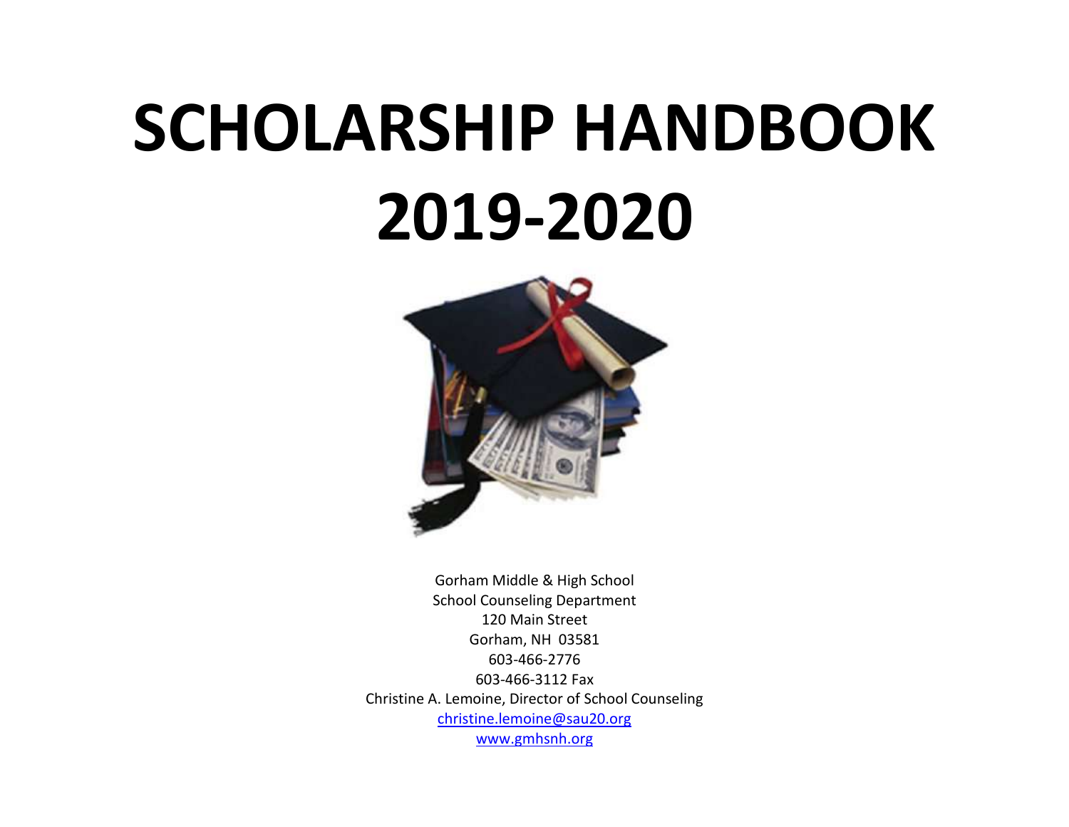# SCHOLARSHIP HANDBOOK 2019-2020

Gorham Middle & High School
School Counseling Department
120 Main Street
Gorham, NH 03581
603-466-2776
603-466-3112 Fax
Christine A. Lemoine, Director of School Counseling
christine.lemoine@sau20.org
www.gmhsnh.org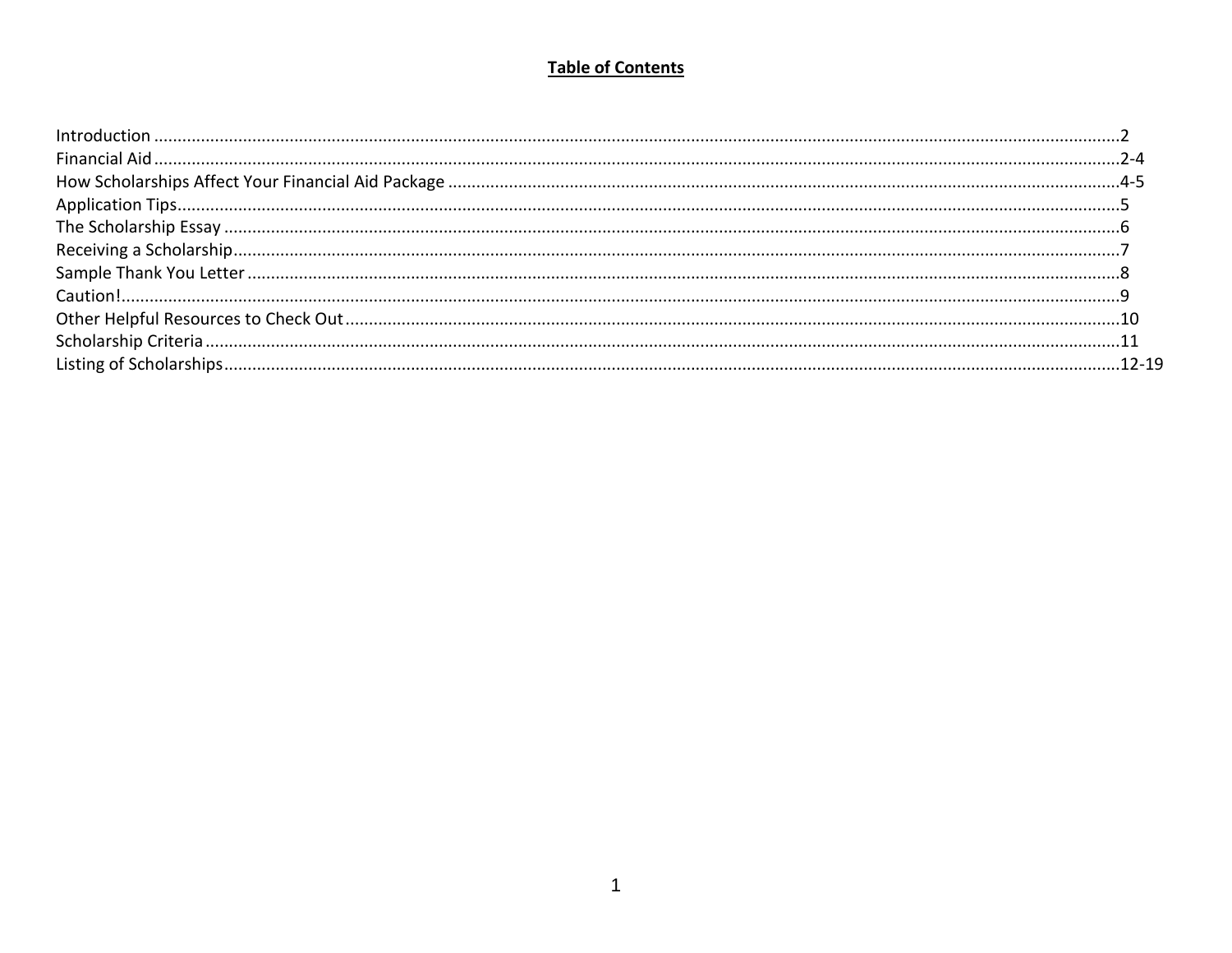# Table of Contents

| Section | Page |
| --- | --- |
| Introduction | 2 |
| Financial Aid | 2-4 |
| How Scholarships Affect Your Financial Aid Package | 4-5 |
| Application Tips | 5 |
| The Scholarship Essay | 6 |
| Receiving a Scholarship | 7 |
| Sample Thank You Letter | 8 |
| Caution! | 9 |
| Other Helpful Resources to Check Out | 10 |
| Scholarship Criteria | 11 |
| Listing of Scholarships | 12-19 |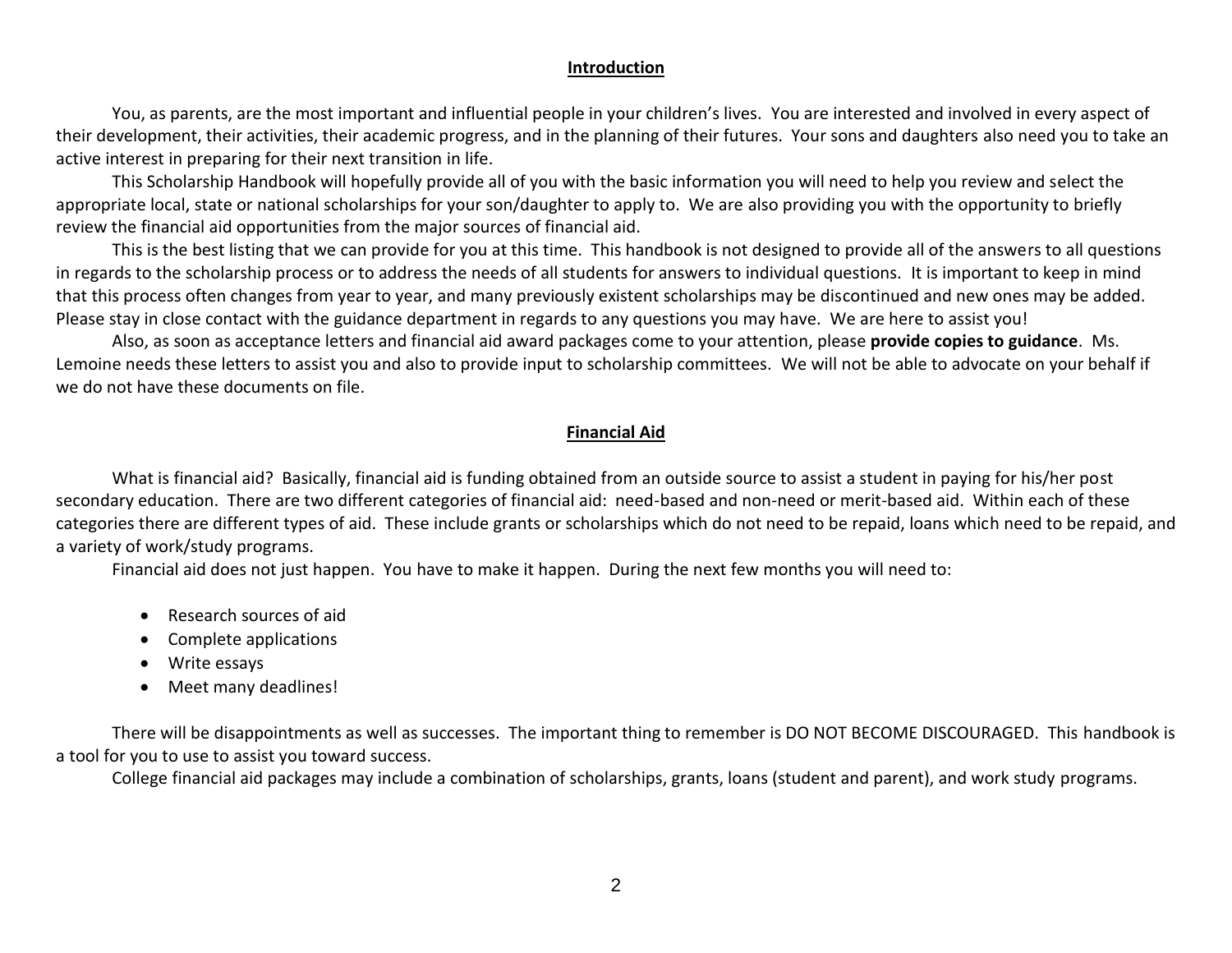## Introduction

You, as parents, are the most important and influential people in your children's lives. You are interested and involved in every aspect of their development, their activities, their academic progress, and in the planning of their futures. Your sons and daughters also need you to take an active interest in preparing for their next transition in life.

This Scholarship Handbook will hopefully provide all of you with the basic information you will need to help you review and select the appropriate local, state or national scholarships for your son/daughter to apply to. We are also providing you with the opportunity to briefly review the financial aid opportunities from the major sources of financial aid.

This is the best listing that we can provide for you at this time. This handbook is not designed to provide all of the answers to all questions in regards to the scholarship process or to address the needs of all students for answers to individual questions. It is important to keep in mind that this process often changes from year to year, and many previously existent scholarships may be discontinued and new ones may be added. Please stay in close contact with the guidance department in regards to any questions you may have. We are here to assist you!

Also, as soon as acceptance letters and financial aid award packages come to your attention, please **provide copies to guidance**. Ms. Lemoine needs these letters to assist you and also to provide input to scholarship committees. We will not be able to advocate on your behalf if we do not have these documents on file.

## Financial Aid

What is financial aid? Basically, financial aid is funding obtained from an outside source to assist a student in paying for his/her post secondary education. There are two different categories of financial aid: need-based and non-need or merit-based aid. Within each of these categories there are different types of aid. These include grants or scholarships which do not need to be repaid, loans which need to be repaid, and a variety of work/study programs.

Financial aid does not just happen. You have to make it happen. During the next few months you will need to:

- Research sources of aid
- Complete applications
- Write essays
- Meet many deadlines!

There will be disappointments as well as successes. The important thing to remember is DO NOT BECOME DISCOURAGED. This handbook is a tool for you to use to assist you toward success.

College financial aid packages may include a combination of scholarships, grants, loans (student and parent), and work study programs.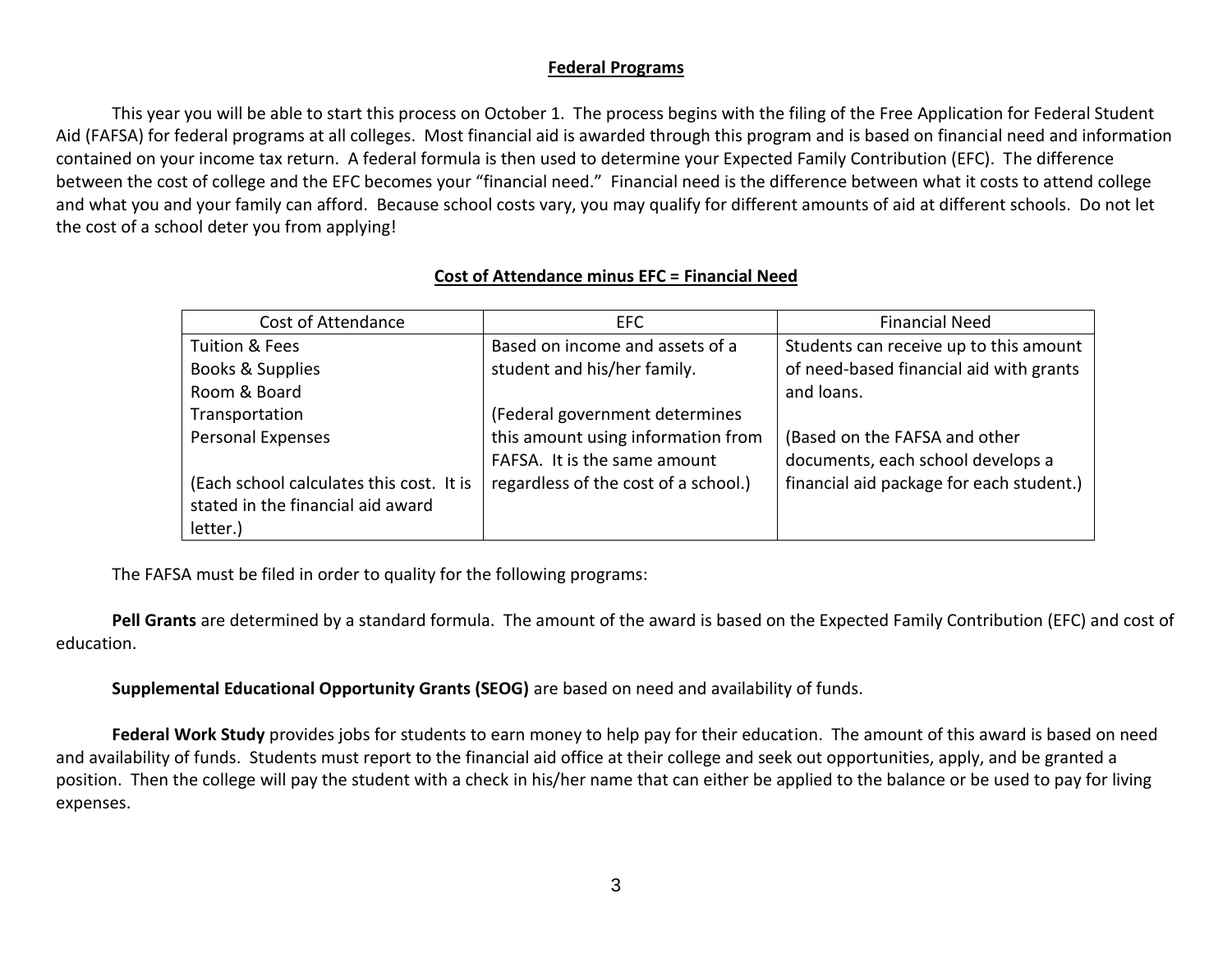## Federal Programs

This year you will be able to start this process on October 1. The process begins with the filing of the Free Application for Federal Student Aid (FAFSA) for federal programs at all colleges. Most financial aid is awarded through this program and is based on financial need and information contained on your income tax return. A federal formula is then used to determine your Expected Family Contribution (EFC). The difference between the cost of college and the EFC becomes your "financial need." Financial need is the difference between what it costs to attend college and what you and your family can afford. Because school costs vary, you may qualify for different amounts of aid at different schools. Do not let the cost of a school deter you from applying!

**Cost of Attendance minus EFC = Financial Need**

| Cost of Attendance | EFC | Financial Need |
| --- | --- | --- |
| Tuition & Fees<br>Books & Supplies<br>Room & Board<br>Transportation<br>Personal Expenses<br><br>(Each school calculates this cost. It is stated in the financial aid award letter.) | Based on income and assets of a student and his/her family.<br><br>(Federal government determines this amount using information from FAFSA. It is the same amount regardless of the cost of a school.) | Students can receive up to this amount of need-based financial aid with grants and loans.<br><br>(Based on the FAFSA and other documents, each school develops a financial aid package for each student.) |

The FAFSA must be filed in order to quality for the following programs:

**Pell Grants** are determined by a standard formula. The amount of the award is based on the Expected Family Contribution (EFC) and cost of education.

**Supplemental Educational Opportunity Grants (SEOG)** are based on need and availability of funds.

**Federal Work Study** provides jobs for students to earn money to help pay for their education. The amount of this award is based on need and availability of funds. Students must report to the financial aid office at their college and seek out opportunities, apply, and be granted a position. Then the college will pay the student with a check in his/her name that can either be applied to the balance or be used to pay for living expenses.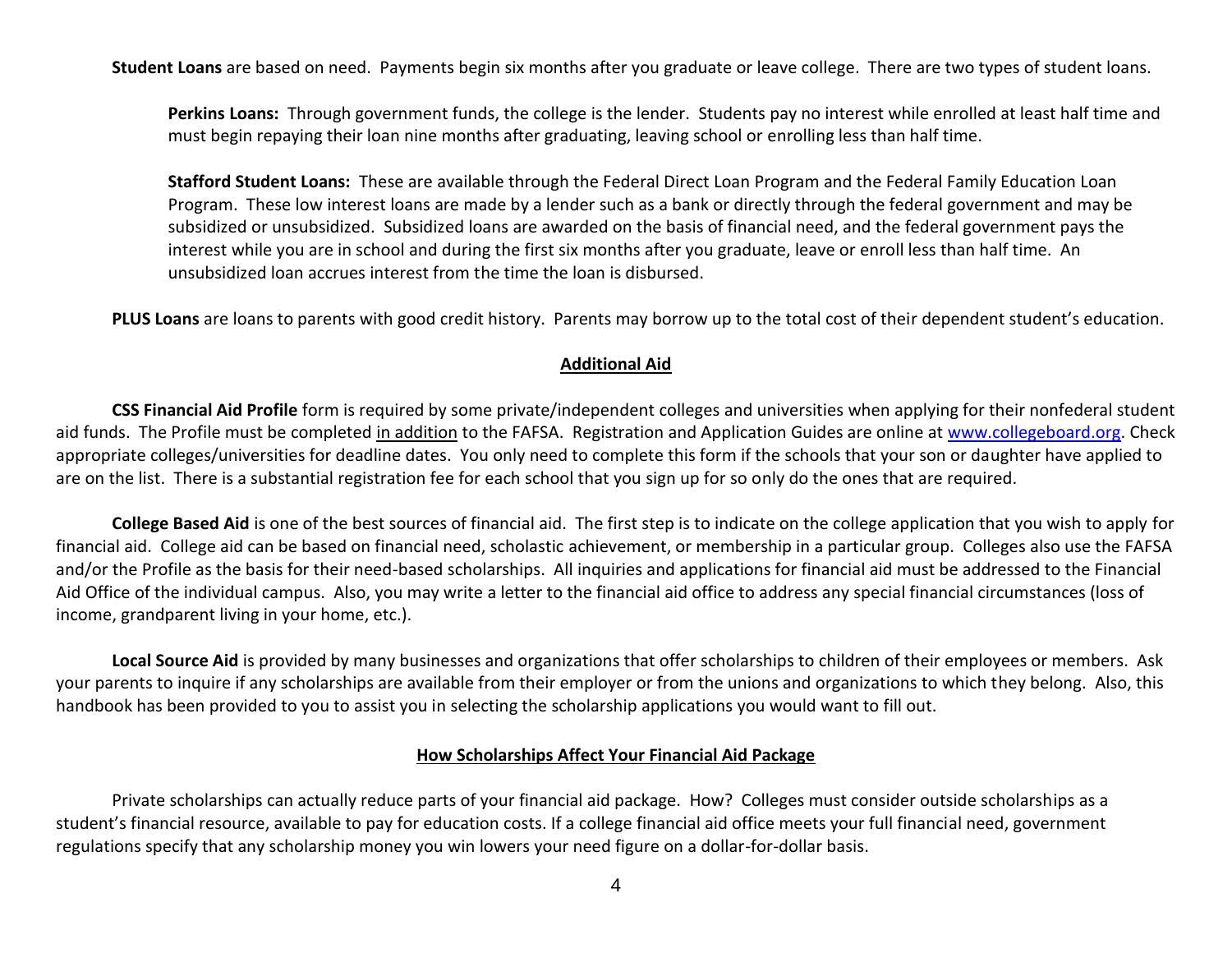**Student Loans** are based on need. Payments begin six months after you graduate or leave college. There are two types of student loans.

**Perkins Loans:** Through government funds, the college is the lender. Students pay no interest while enrolled at least half time and must begin repaying their loan nine months after graduating, leaving school or enrolling less than half time.

**Stafford Student Loans:** These are available through the Federal Direct Loan Program and the Federal Family Education Loan Program. These low interest loans are made by a lender such as a bank or directly through the federal government and may be subsidized or unsubsidized. Subsidized loans are awarded on the basis of financial need, and the federal government pays the interest while you are in school and during the first six months after you graduate, leave or enroll less than half time. An unsubsidized loan accrues interest from the time the loan is disbursed.

**PLUS Loans** are loans to parents with good credit history. Parents may borrow up to the total cost of their dependent student's education.

## Additional Aid

**CSS Financial Aid Profile** form is required by some private/independent colleges and universities when applying for their nonfederal student aid funds. The Profile must be completed in addition to the FAFSA. Registration and Application Guides are online at [www.collegeboard.org](http://www.collegeboard.org). Check appropriate colleges/universities for deadline dates. You only need to complete this form if the schools that your son or daughter have applied to are on the list. There is a substantial registration fee for each school that you sign up for so only do the ones that are required.

**College Based Aid** is one of the best sources of financial aid. The first step is to indicate on the college application that you wish to apply for financial aid. College aid can be based on financial need, scholastic achievement, or membership in a particular group. Colleges also use the FAFSA and/or the Profile as the basis for their need-based scholarships. All inquiries and applications for financial aid must be addressed to the Financial Aid Office of the individual campus. Also, you may write a letter to the financial aid office to address any special financial circumstances (loss of income, grandparent living in your home, etc.).

**Local Source Aid** is provided by many businesses and organizations that offer scholarships to children of their employees or members. Ask your parents to inquire if any scholarships are available from their employer or from the unions and organizations to which they belong. Also, this handbook has been provided to you to assist you in selecting the scholarship applications you would want to fill out.

## How Scholarships Affect Your Financial Aid Package

Private scholarships can actually reduce parts of your financial aid package. How? Colleges must consider outside scholarships as a student's financial resource, available to pay for education costs. If a college financial aid office meets your full financial need, government regulations specify that any scholarship money you win lowers your need figure on a dollar-for-dollar basis.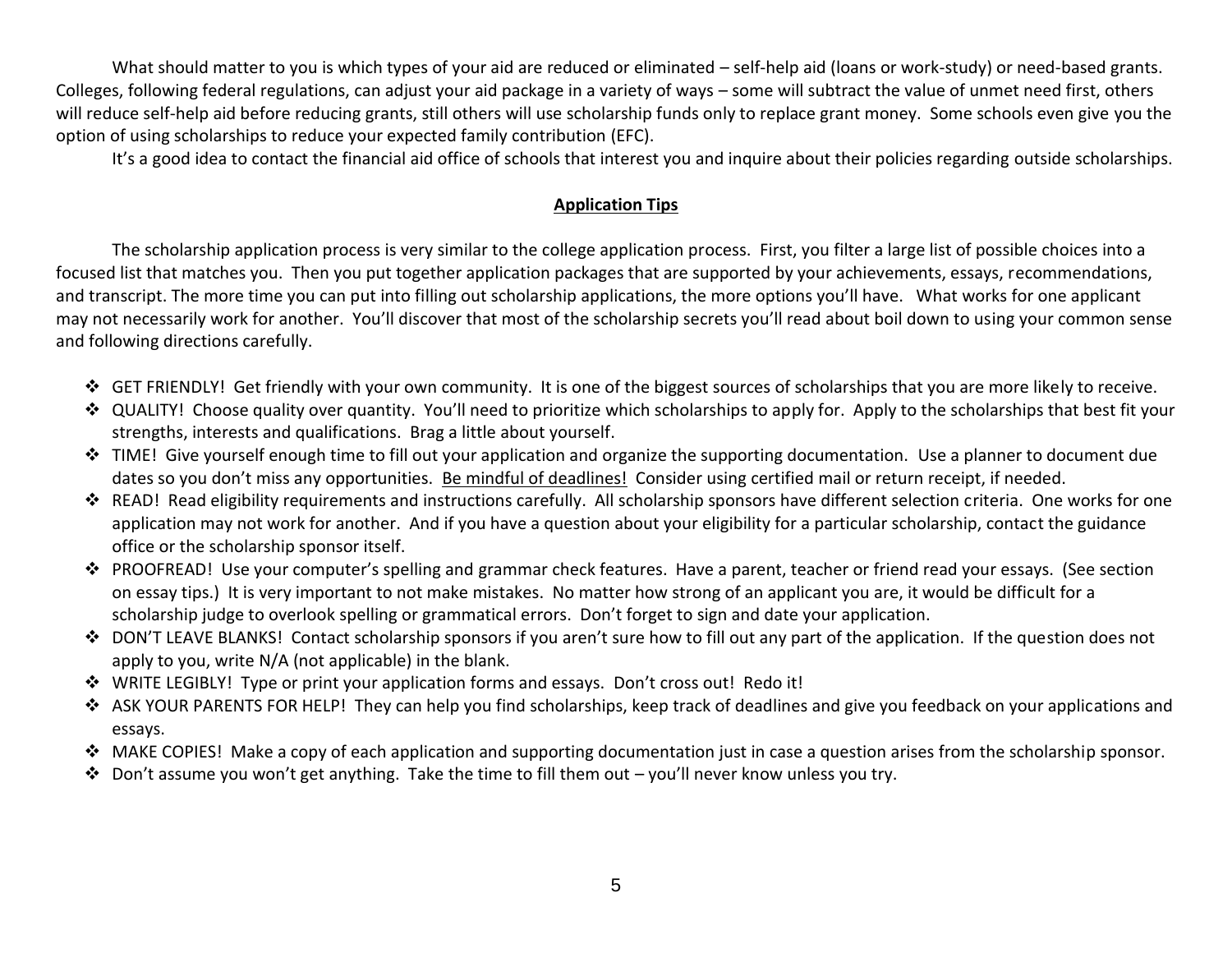What should matter to you is which types of your aid are reduced or eliminated – self-help aid (loans or work-study) or need-based grants. Colleges, following federal regulations, can adjust your aid package in a variety of ways – some will subtract the value of unmet need first, others will reduce self-help aid before reducing grants, still others will use scholarship funds only to replace grant money. Some schools even give you the option of using scholarships to reduce your expected family contribution (EFC).

It's a good idea to contact the financial aid office of schools that interest you and inquire about their policies regarding outside scholarships.

## Application Tips

The scholarship application process is very similar to the college application process. First, you filter a large list of possible choices into a focused list that matches you. Then you put together application packages that are supported by your achievements, essays, recommendations, and transcript. The more time you can put into filling out scholarship applications, the more options you'll have. What works for one applicant may not necessarily work for another. You'll discover that most of the scholarship secrets you'll read about boil down to using your common sense and following directions carefully.

- GET FRIENDLY! Get friendly with your own community. It is one of the biggest sources of scholarships that you are more likely to receive.
- QUALITY! Choose quality over quantity. You'll need to prioritize which scholarships to apply for. Apply to the scholarships that best fit your strengths, interests and qualifications. Brag a little about yourself.
- TIME! Give yourself enough time to fill out your application and organize the supporting documentation. Use a planner to document due dates so you don't miss any opportunities. <u>Be mindful of deadlines!</u> Consider using certified mail or return receipt, if needed.
- READ! Read eligibility requirements and instructions carefully. All scholarship sponsors have different selection criteria. One works for one application may not work for another. And if you have a question about your eligibility for a particular scholarship, contact the guidance office or the scholarship sponsor itself.
- PROOFREAD! Use your computer's spelling and grammar check features. Have a parent, teacher or friend read your essays. (See section on essay tips.) It is very important to not make mistakes. No matter how strong of an applicant you are, it would be difficult for a scholarship judge to overlook spelling or grammatical errors. Don't forget to sign and date your application.
- DON'T LEAVE BLANKS! Contact scholarship sponsors if you aren't sure how to fill out any part of the application. If the question does not apply to you, write N/A (not applicable) in the blank.
- WRITE LEGIBLY! Type or print your application forms and essays. Don't cross out! Redo it!
- ASK YOUR PARENTS FOR HELP! They can help you find scholarships, keep track of deadlines and give you feedback on your applications and essays.
- MAKE COPIES! Make a copy of each application and supporting documentation just in case a question arises from the scholarship sponsor.
- Don't assume you won't get anything. Take the time to fill them out – you'll never know unless you try.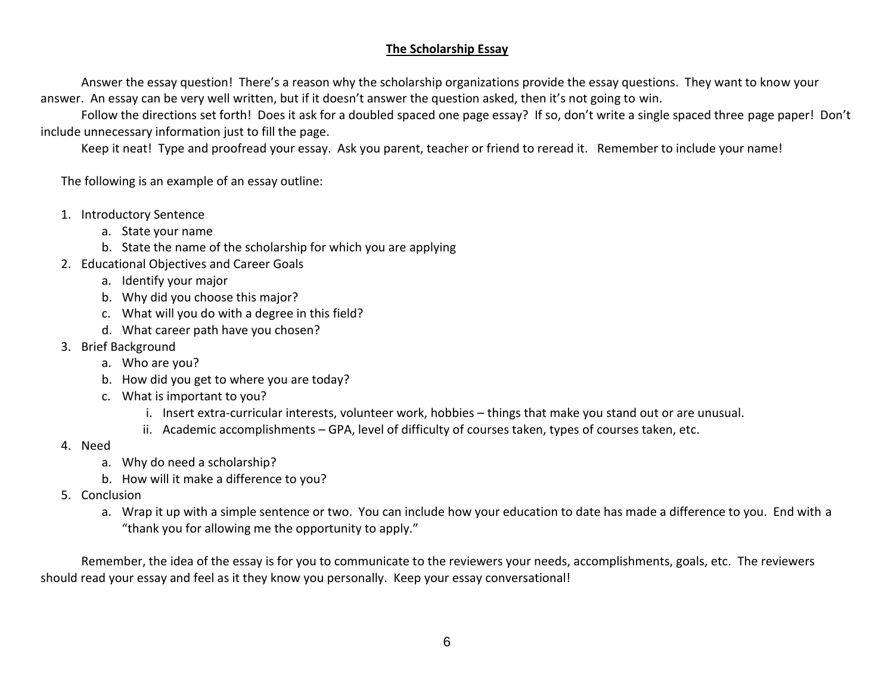## The Scholarship Essay

Answer the essay question! There's a reason why the scholarship organizations provide the essay questions. They want to know your answer. An essay can be very well written, but if it doesn't answer the question asked, then it's not going to win.

Follow the directions set forth! Does it ask for a doubled spaced one page essay? If so, don't write a single spaced three page paper! Don't include unnecessary information just to fill the page.

Keep it neat! Type and proofread your essay. Ask you parent, teacher or friend to reread it. Remember to include your name!

The following is an example of an essay outline:

1. Introductory Sentence
   a. State your name
   b. State the name of the scholarship for which you are applying
2. Educational Objectives and Career Goals
   a. Identify your major
   b. Why did you choose this major?
   c. What will you do with a degree in this field?
   d. What career path have you chosen?
3. Brief Background
   a. Who are you?
   b. How did you get to where you are today?
   c. What is important to you?
      i. Insert extra-curricular interests, volunteer work, hobbies – things that make you stand out or are unusual.
      ii. Academic accomplishments – GPA, level of difficulty of courses taken, types of courses taken, etc.
4. Need
   a. Why do need a scholarship?
   b. How will it make a difference to you?
5. Conclusion
   a. Wrap it up with a simple sentence or two. You can include how your education to date has made a difference to you. End with a "thank you for allowing me the opportunity to apply."

Remember, the idea of the essay is for you to communicate to the reviewers your needs, accomplishments, goals, etc. The reviewers should read your essay and feel as it they know you personally. Keep your essay conversational!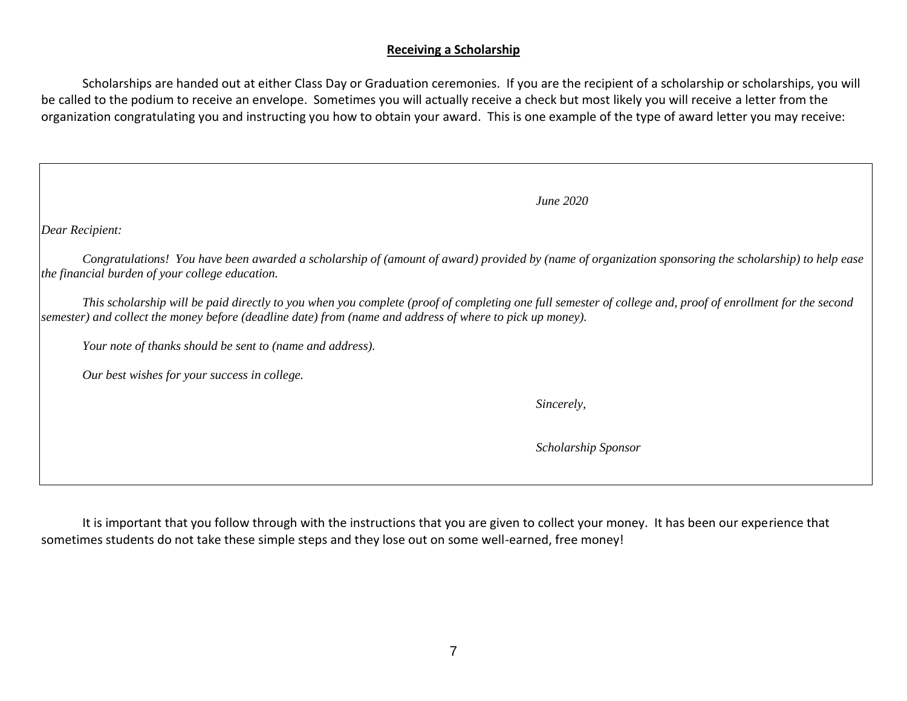## Receiving a Scholarship

Scholarships are handed out at either Class Day or Graduation ceremonies. If you are the recipient of a scholarship or scholarships, you will be called to the podium to receive an envelope. Sometimes you will actually receive a check but most likely you will receive a letter from the organization congratulating you and instructing you how to obtain your award. This is one example of the type of award letter you may receive:

> *June 2020*
>
> *Dear Recipient:*
>
> *Congratulations! You have been awarded a scholarship of (amount of award) provided by (name of organization sponsoring the scholarship) to help ease the financial burden of your college education.*
>
> *This scholarship will be paid directly to you when you complete (proof of completing one full semester of college and, proof of enrollment for the second semester) and collect the money before (deadline date) from (name and address of where to pick up money).*
>
> *Your note of thanks should be sent to (name and address).*
>
> *Our best wishes for your success in college.*
>
> *Sincerely,*
>
> *Scholarship Sponsor*

It is important that you follow through with the instructions that you are given to collect your money. It has been our experience that sometimes students do not take these simple steps and they lose out on some well-earned, free money!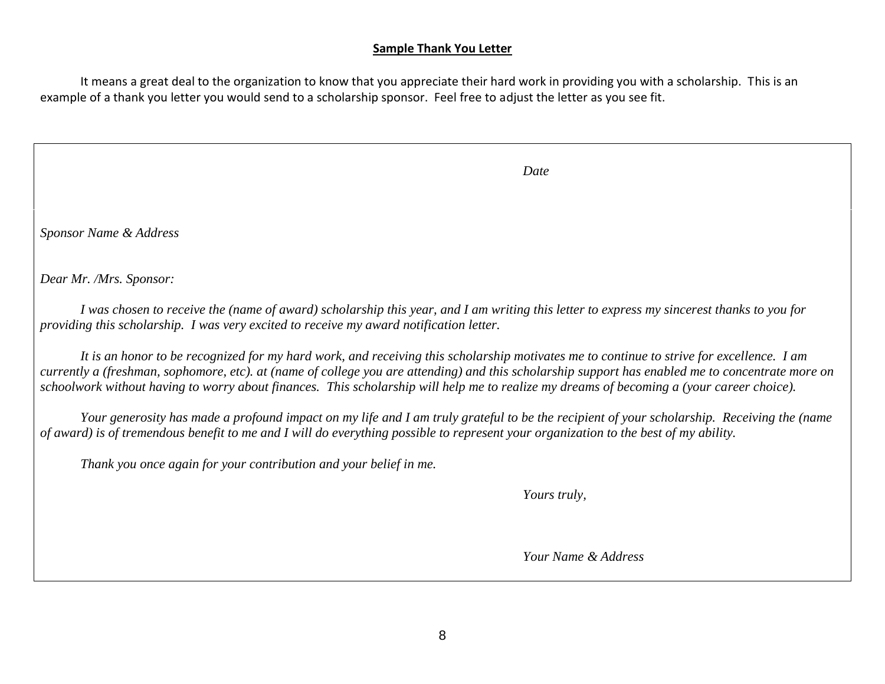**Sample Thank You Letter**

It means a great deal to the organization to know that you appreciate their hard work in providing you with a scholarship. This is an example of a thank you letter you would send to a scholarship sponsor. Feel free to adjust the letter as you see fit.

*Date*

*Sponsor Name & Address*

*Dear Mr. /Mrs. Sponsor:*

*I was chosen to receive the (name of award) scholarship this year, and I am writing this letter to express my sincerest thanks to you for providing this scholarship. I was very excited to receive my award notification letter.*

*It is an honor to be recognized for my hard work, and receiving this scholarship motivates me to continue to strive for excellence. I am currently a (freshman, sophomore, etc). at (name of college you are attending) and this scholarship support has enabled me to concentrate more on schoolwork without having to worry about finances. This scholarship will help me to realize my dreams of becoming a (your career choice).*

*Your generosity has made a profound impact on my life and I am truly grateful to be the recipient of your scholarship. Receiving the (name of award) is of tremendous benefit to me and I will do everything possible to represent your organization to the best of my ability.*

*Thank you once again for your contribution and your belief in me.*

*Yours truly,*

*Your Name & Address*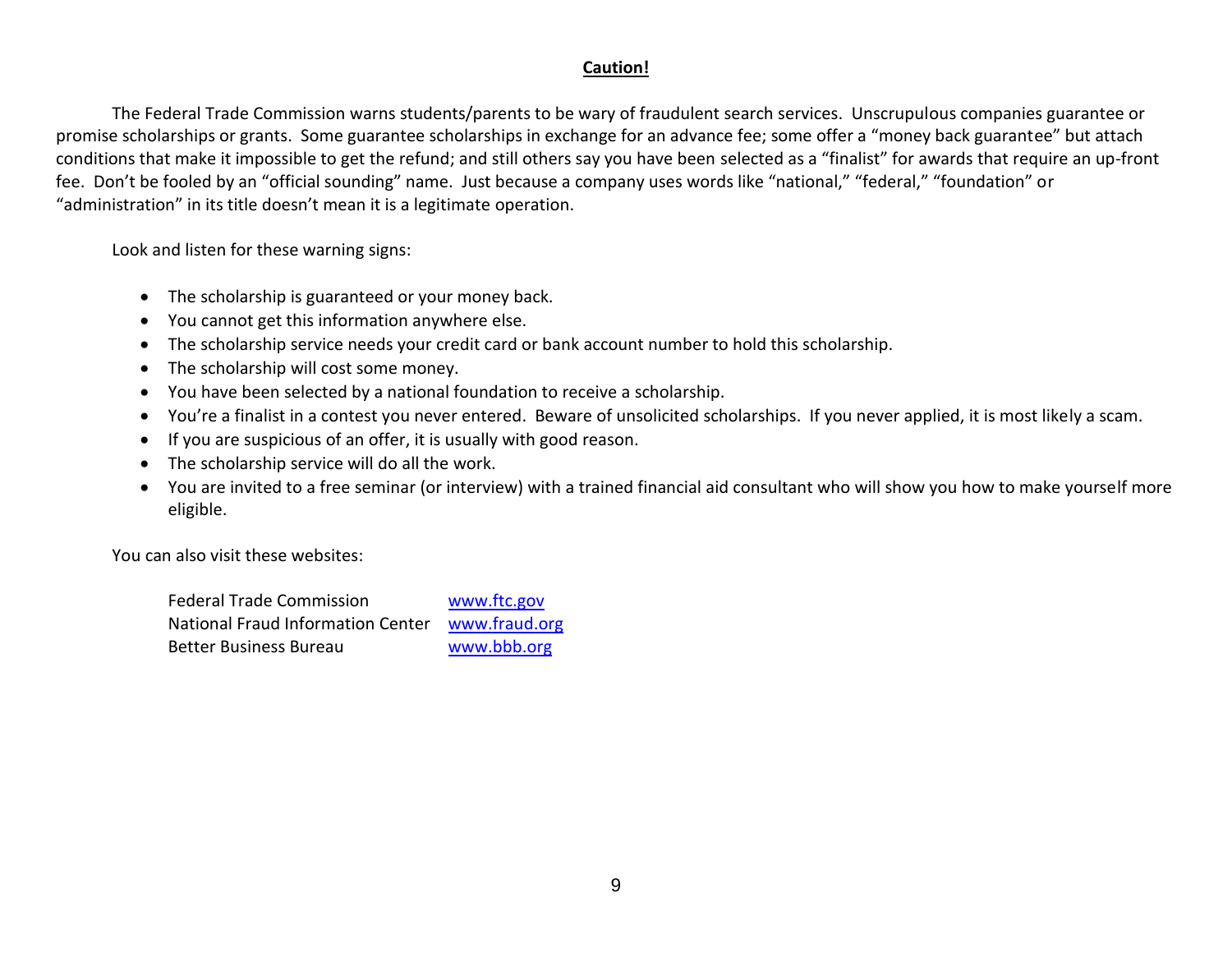## Caution!

The Federal Trade Commission warns students/parents to be wary of fraudulent search services. Unscrupulous companies guarantee or promise scholarships or grants. Some guarantee scholarships in exchange for an advance fee; some offer a "money back guarantee" but attach conditions that make it impossible to get the refund; and still others say you have been selected as a "finalist" for awards that require an up-front fee. Don't be fooled by an "official sounding" name. Just because a company uses words like "national," "federal," "foundation" or "administration" in its title doesn't mean it is a legitimate operation.

Look and listen for these warning signs:

- The scholarship is guaranteed or your money back.
- You cannot get this information anywhere else.
- The scholarship service needs your credit card or bank account number to hold this scholarship.
- The scholarship will cost some money.
- You have been selected by a national foundation to receive a scholarship.
- You're a finalist in a contest you never entered. Beware of unsolicited scholarships. If you never applied, it is most likely a scam.
- If you are suspicious of an offer, it is usually with good reason.
- The scholarship service will do all the work.
- You are invited to a free seminar (or interview) with a trained financial aid consultant who will show you how to make yourself more eligible.

You can also visit these websites:

| | |
|---|---|
| Federal Trade Commission | www.ftc.gov |
| National Fraud Information Center | www.fraud.org |
| Better Business Bureau | www.bbb.org |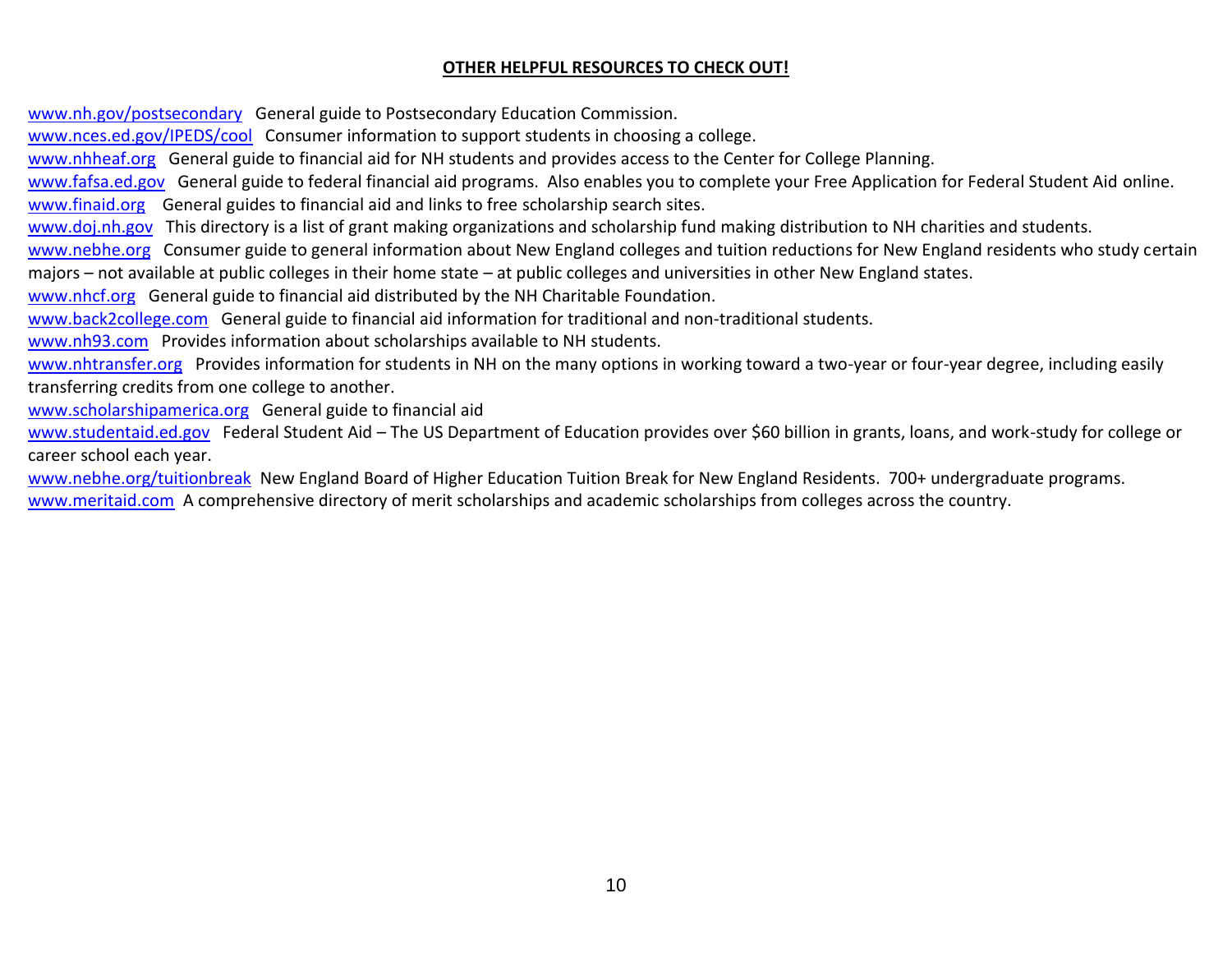**OTHER HELPFUL RESOURCES TO CHECK OUT!**

www.nh.gov/postsecondary General guide to Postsecondary Education Commission.

www.nces.ed.gov/IPEDS/cool Consumer information to support students in choosing a college.

www.nhheaf.org General guide to financial aid for NH students and provides access to the Center for College Planning.

www.fafsa.ed.gov General guide to federal financial aid programs. Also enables you to complete your Free Application for Federal Student Aid online.

www.finaid.org General guides to financial aid and links to free scholarship search sites.

www.doj.nh.gov This directory is a list of grant making organizations and scholarship fund making distribution to NH charities and students.

www.nebhe.org Consumer guide to general information about New England colleges and tuition reductions for New England residents who study certain majors – not available at public colleges in their home state – at public colleges and universities in other New England states.

www.nhcf.org General guide to financial aid distributed by the NH Charitable Foundation.

www.back2college.com General guide to financial aid information for traditional and non-traditional students.

www.nh93.com Provides information about scholarships available to NH students.

www.nhtransfer.org Provides information for students in NH on the many options in working toward a two-year or four-year degree, including easily transferring credits from one college to another.

www.scholarshipamerica.org General guide to financial aid

www.studentaid.ed.gov Federal Student Aid – The US Department of Education provides over $60 billion in grants, loans, and work-study for college or career school each year.

www.nebhe.org/tuitionbreak New England Board of Higher Education Tuition Break for New England Residents. 700+ undergraduate programs.

www.meritaid.com A comprehensive directory of merit scholarships and academic scholarships from colleges across the country.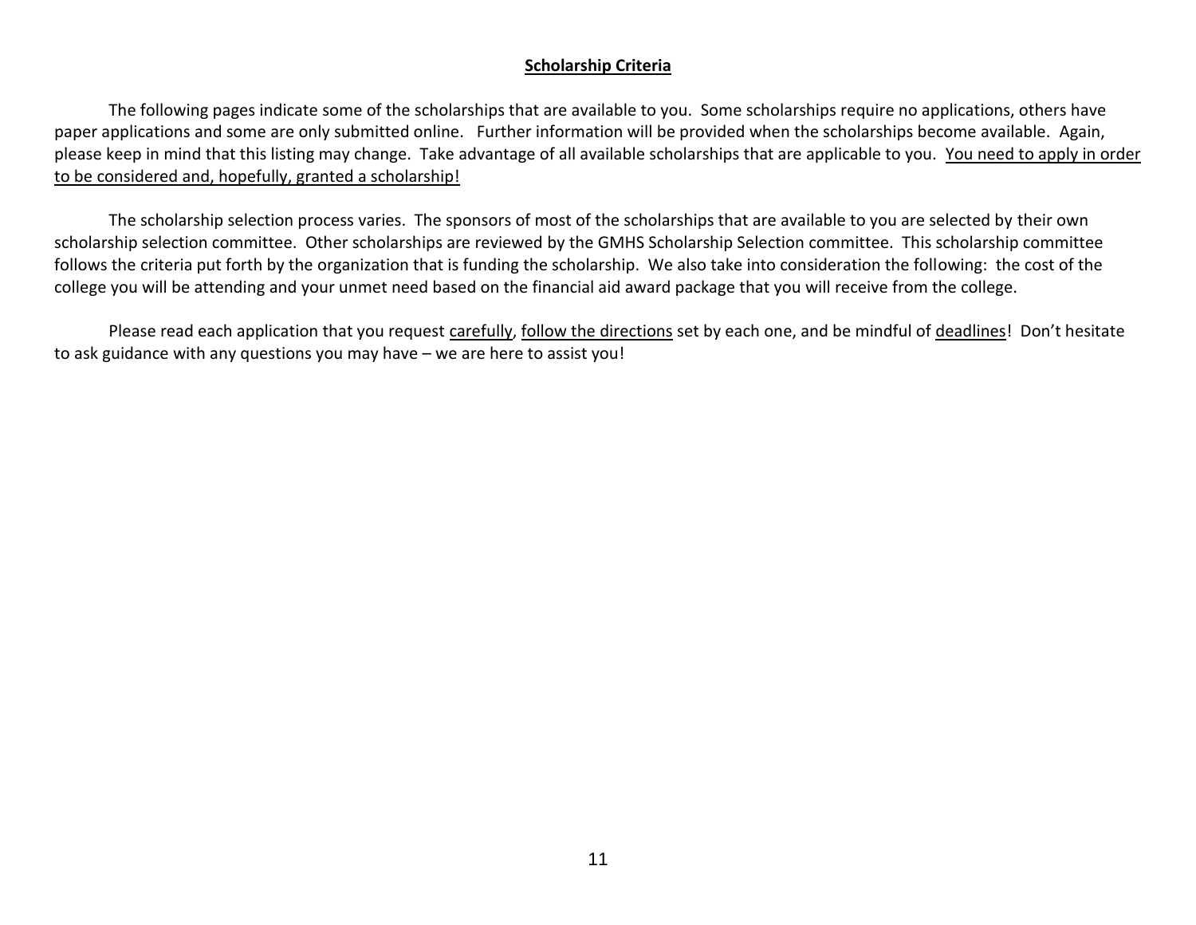## Scholarship Criteria

The following pages indicate some of the scholarships that are available to you. Some scholarships require no applications, others have paper applications and some are only submitted online. Further information will be provided when the scholarships become available. Again, please keep in mind that this listing may change. Take advantage of all available scholarships that are applicable to you. You need to apply in order to be considered and, hopefully, granted a scholarship!

The scholarship selection process varies. The sponsors of most of the scholarships that are available to you are selected by their own scholarship selection committee. Other scholarships are reviewed by the GMHS Scholarship Selection committee. This scholarship committee follows the criteria put forth by the organization that is funding the scholarship. We also take into consideration the following: the cost of the college you will be attending and your unmet need based on the financial aid award package that you will receive from the college.

Please read each application that you request carefully, follow the directions set by each one, and be mindful of deadlines! Don't hesitate to ask guidance with any questions you may have – we are here to assist you!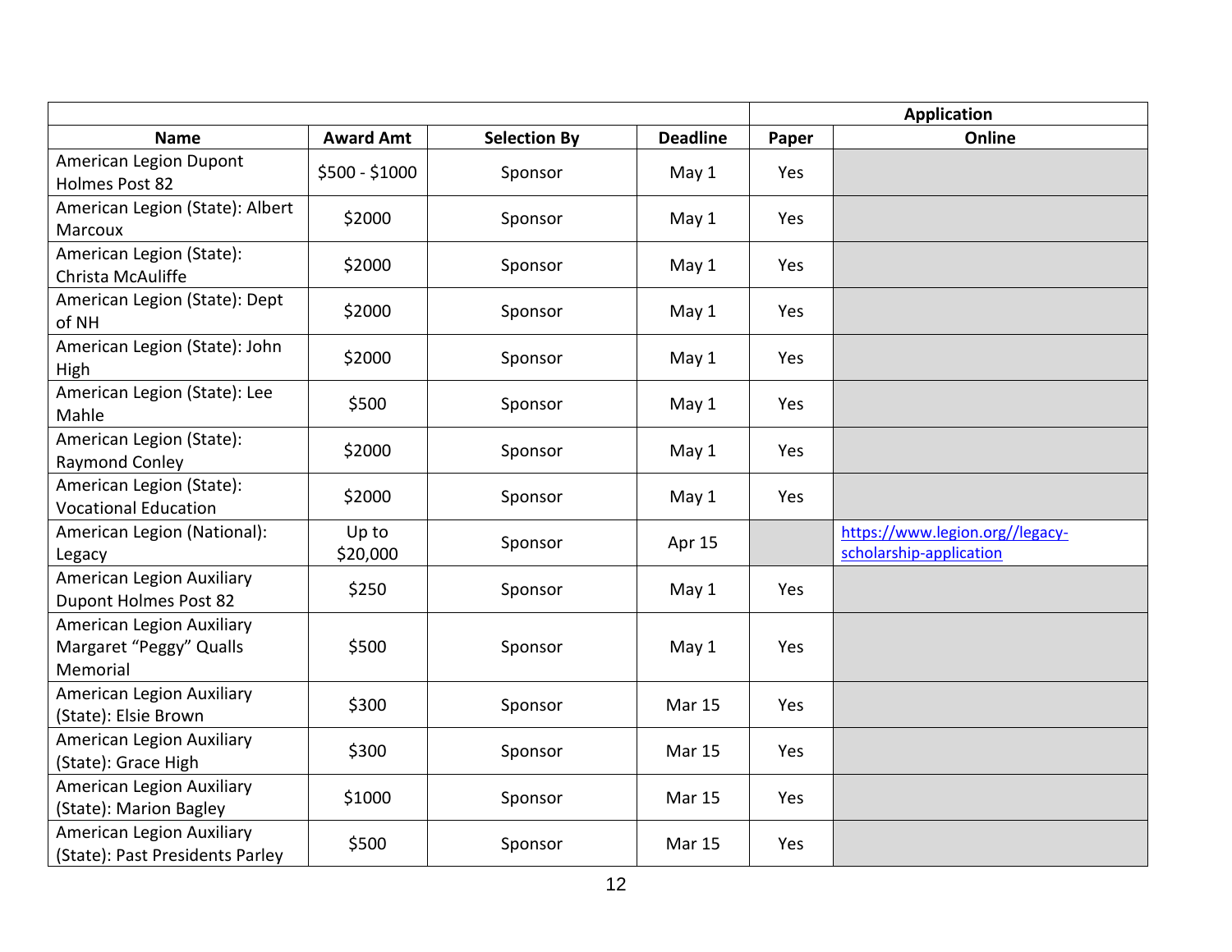| Name | Award Amt | Selection By | Deadline | Application | |
|---|---|---|---|---|---|
| | | | | Paper | Online |
| American Legion Dupont Holmes Post 82 | $500 - $1000 | Sponsor | May 1 | Yes | |
| American Legion (State): Albert Marcoux | $2000 | Sponsor | May 1 | Yes | |
| American Legion (State): Christa McAuliffe | $2000 | Sponsor | May 1 | Yes | |
| American Legion (State): Dept of NH | $2000 | Sponsor | May 1 | Yes | |
| American Legion (State): John High | $2000 | Sponsor | May 1 | Yes | |
| American Legion (State): Lee Mahle | $500 | Sponsor | May 1 | Yes | |
| American Legion (State): Raymond Conley | $2000 | Sponsor | May 1 | Yes | |
| American Legion (State): Vocational Education | $2000 | Sponsor | May 1 | Yes | |
| American Legion (National): Legacy | Up to $20,000 | Sponsor | Apr 15 | | https://www.legion.org//legacy-scholarship-application |
| American Legion Auxiliary Dupont Holmes Post 82 | $250 | Sponsor | May 1 | Yes | |
| American Legion Auxiliary Margaret "Peggy" Qualls Memorial | $500 | Sponsor | May 1 | Yes | |
| American Legion Auxiliary (State): Elsie Brown | $300 | Sponsor | Mar 15 | Yes | |
| American Legion Auxiliary (State): Grace High | $300 | Sponsor | Mar 15 | Yes | |
| American Legion Auxiliary (State): Marion Bagley | $1000 | Sponsor | Mar 15 | Yes | |
| American Legion Auxiliary (State): Past Presidents Parley | $500 | Sponsor | Mar 15 | Yes | |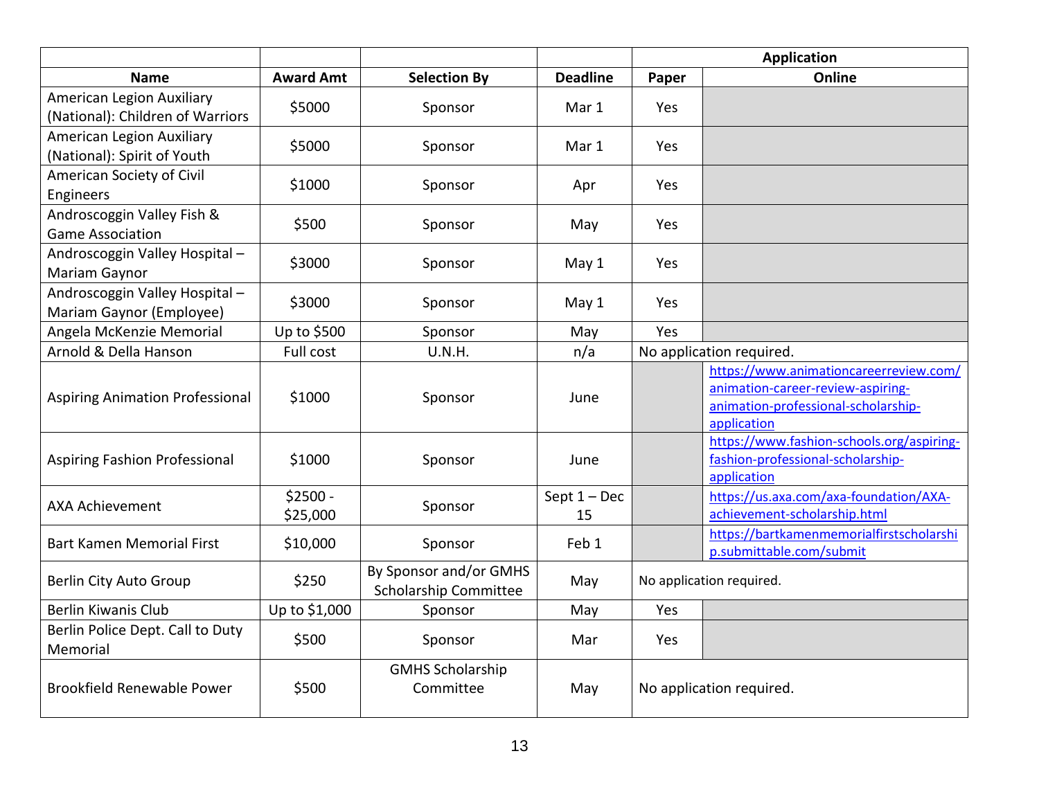| | | | | Application | |
|---|---|---|---|---|---|
| **Name** | **Award Amt** | **Selection By** | **Deadline** | **Paper** | **Online** |
| American Legion Auxiliary (National): Children of Warriors | $5000 | Sponsor | Mar 1 | Yes | |
| American Legion Auxiliary (National): Spirit of Youth | $5000 | Sponsor | Mar 1 | Yes | |
| American Society of Civil Engineers | $1000 | Sponsor | Apr | Yes | |
| Androscoggin Valley Fish & Game Association | $500 | Sponsor | May | Yes | |
| Androscoggin Valley Hospital – Mariam Gaynor | $3000 | Sponsor | May 1 | Yes | |
| Androscoggin Valley Hospital – Mariam Gaynor (Employee) | $3000 | Sponsor | May 1 | Yes | |
| Angela McKenzie Memorial | Up to $500 | Sponsor | May | Yes | |
| Arnold & Della Hanson | Full cost | U.N.H. | n/a | No application required. | |
| Aspiring Animation Professional | $1000 | Sponsor | June | | https://www.animationcareerreview.com/animation-career-review-aspiring-animation-professional-scholarship-application |
| Aspiring Fashion Professional | $1000 | Sponsor | June | | https://www.fashion-schools.org/aspiring-fashion-professional-scholarship-application |
| AXA Achievement | $2500 - $25,000 | Sponsor | Sept 1 – Dec 15 | | https://us.axa.com/axa-foundation/AXA-achievement-scholarship.html |
| Bart Kamen Memorial First | $10,000 | Sponsor | Feb 1 | | https://bartkamenmemorialfirstscholarship.submittable.com/submit |
| Berlin City Auto Group | $250 | By Sponsor and/or GMHS Scholarship Committee | May | No application required. | |
| Berlin Kiwanis Club | Up to $1,000 | Sponsor | May | Yes | |
| Berlin Police Dept. Call to Duty Memorial | $500 | Sponsor | Mar | Yes | |
| Brookfield Renewable Power | $500 | GMHS Scholarship Committee | May | No application required. | |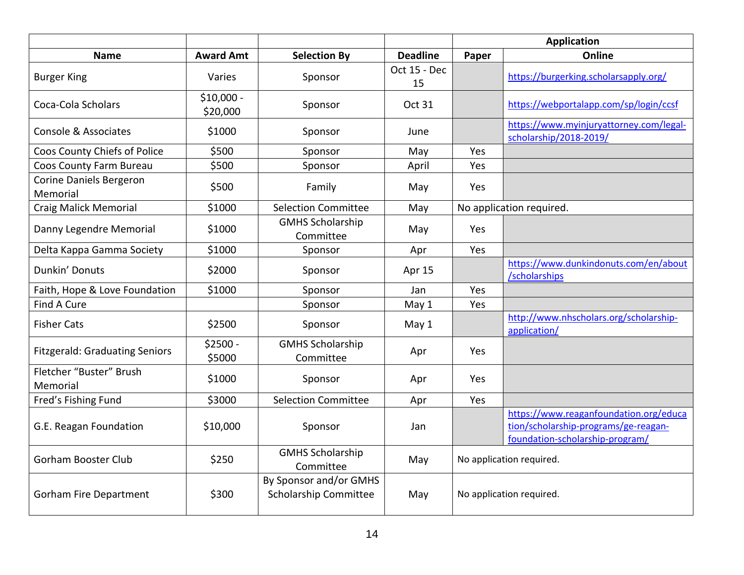| | | | | Application | |
|---|---|---|---|---|---|
| **Name** | **Award Amt** | **Selection By** | **Deadline** | **Paper** | **Online** |
| Burger King | Varies | Sponsor | Oct 15 - Dec 15 | | https://burgerking.scholarsapply.org/ |
| Coca-Cola Scholars | $10,000 - $20,000 | Sponsor | Oct 31 | | https://webportalapp.com/sp/login/ccsf |
| Console & Associates | $1000 | Sponsor | June | | https://www.myinjuryattorney.com/legal-scholarship/2018-2019/ |
| Coos County Chiefs of Police | $500 | Sponsor | May | Yes | |
| Coos County Farm Bureau | $500 | Sponsor | April | Yes | |
| Corine Daniels Bergeron Memorial | $500 | Family | May | Yes | |
| Craig Malick Memorial | $1000 | Selection Committee | May | No application required. | |
| Danny Legendre Memorial | $1000 | GMHS Scholarship Committee | May | Yes | |
| Delta Kappa Gamma Society | $1000 | Sponsor | Apr | Yes | |
| Dunkin' Donuts | $2000 | Sponsor | Apr 15 | | https://www.dunkindonuts.com/en/about/scholarships |
| Faith, Hope & Love Foundation | $1000 | Sponsor | Jan | Yes | |
| Find A Cure | | Sponsor | May 1 | Yes | |
| Fisher Cats | $2500 | Sponsor | May 1 | | http://www.nhscholars.org/scholarship-application/ |
| Fitzgerald: Graduating Seniors | $2500 - $5000 | GMHS Scholarship Committee | Apr | Yes | |
| Fletcher "Buster" Brush Memorial | $1000 | Sponsor | Apr | Yes | |
| Fred's Fishing Fund | $3000 | Selection Committee | Apr | Yes | |
| G.E. Reagan Foundation | $10,000 | Sponsor | Jan | | https://www.reaganfoundation.org/education/scholarship-programs/ge-reagan-foundation-scholarship-program/ |
| Gorham Booster Club | $250 | GMHS Scholarship Committee | May | No application required. | |
| Gorham Fire Department | $300 | By Sponsor and/or GMHS Scholarship Committee | May | No application required. | |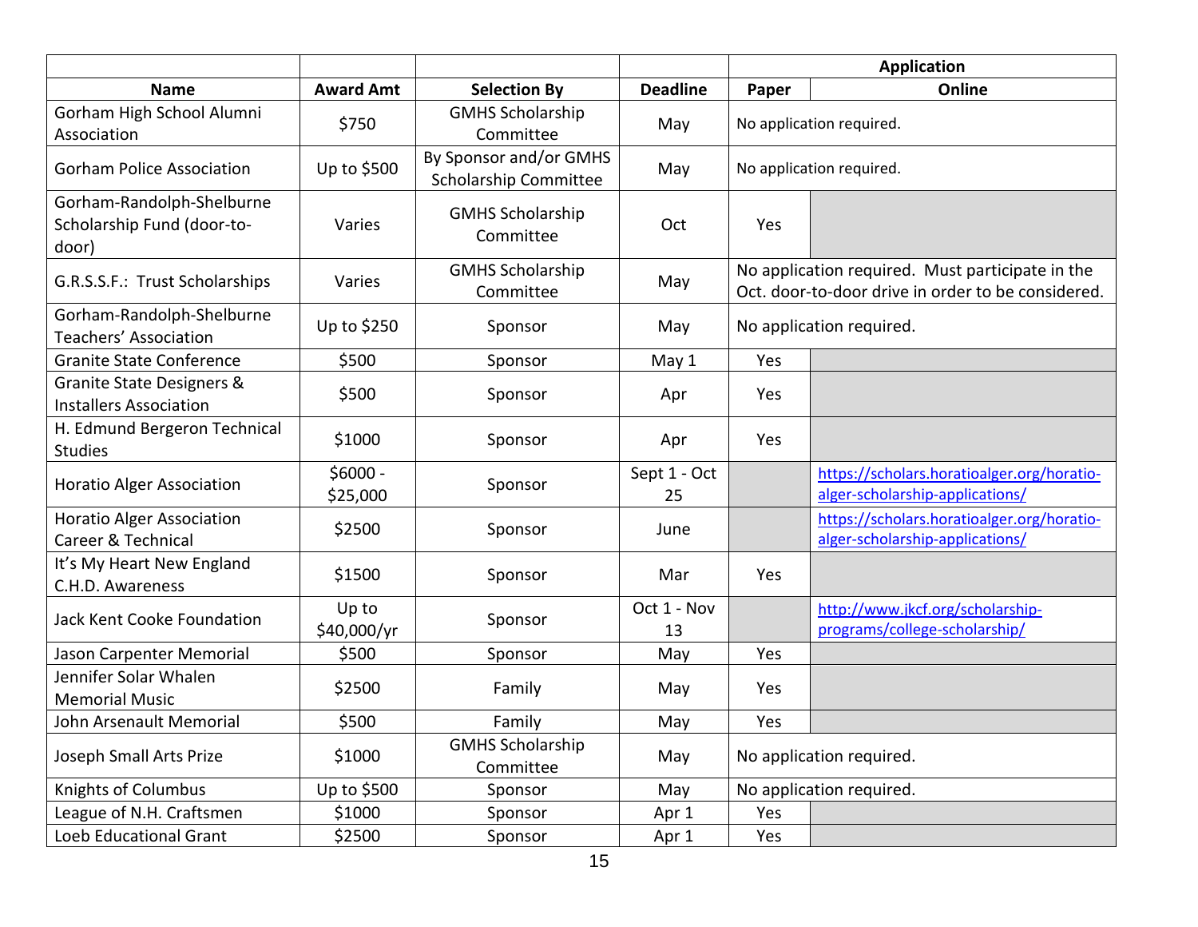| | | | | Application | |
|---|---|---|---|---|---|
| **Name** | **Award Amt** | **Selection By** | **Deadline** | **Paper** | **Online** |
| Gorham High School Alumni Association | $750 | GMHS Scholarship Committee | May | No application required. | |
| Gorham Police Association | Up to $500 | By Sponsor and/or GMHS Scholarship Committee | May | No application required. | |
| Gorham-Randolph-Shelburne Scholarship Fund (door-to-door) | Varies | GMHS Scholarship Committee | Oct | Yes | |
| G.R.S.S.F.: Trust Scholarships | Varies | GMHS Scholarship Committee | May | No application required. Must participate in the Oct. door-to-door drive in order to be considered. | |
| Gorham-Randolph-Shelburne Teachers' Association | Up to $250 | Sponsor | May | No application required. | |
| Granite State Conference | $500 | Sponsor | May 1 | Yes | |
| Granite State Designers & Installers Association | $500 | Sponsor | Apr | Yes | |
| H. Edmund Bergeron Technical Studies | $1000 | Sponsor | Apr | Yes | |
| Horatio Alger Association | $6000 - $25,000 | Sponsor | Sept 1 - Oct 25 | | https://scholars.horatioalger.org/horatio-alger-scholarship-applications/ |
| Horatio Alger Association Career & Technical | $2500 | Sponsor | June | | https://scholars.horatioalger.org/horatio-alger-scholarship-applications/ |
| It's My Heart New England C.H.D. Awareness | $1500 | Sponsor | Mar | Yes | |
| Jack Kent Cooke Foundation | Up to $40,000/yr | Sponsor | Oct 1 - Nov 13 | | http://www.jkcf.org/scholarship-programs/college-scholarship/ |
| Jason Carpenter Memorial | $500 | Sponsor | May | Yes | |
| Jennifer Solar Whalen Memorial Music | $2500 | Family | May | Yes | |
| John Arsenault Memorial | $500 | Family | May | Yes | |
| Joseph Small Arts Prize | $1000 | GMHS Scholarship Committee | May | No application required. | |
| Knights of Columbus | Up to $500 | Sponsor | May | No application required. | |
| League of N.H. Craftsmen | $1000 | Sponsor | Apr 1 | Yes | |
| Loeb Educational Grant | $2500 | Sponsor | Apr 1 | Yes | |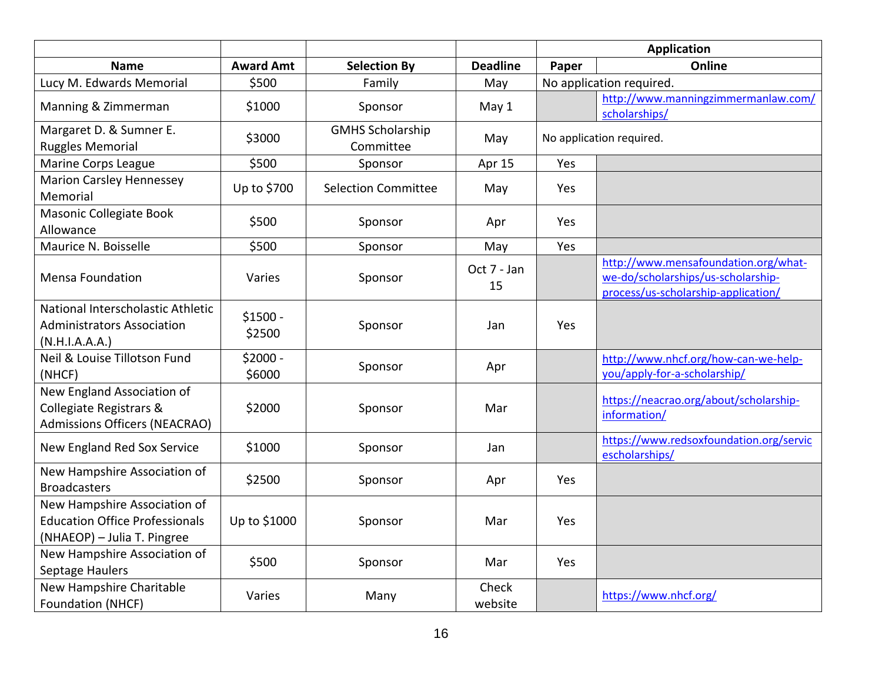| Name | Award Amt | Selection By | Deadline | Application | |
|---|---|---|---|---|---|
| | | | | Paper | Online |
| Lucy M. Edwards Memorial | $500 | Family | May | No application required. | |
| Manning & Zimmerman | $1000 | Sponsor | May 1 | | http://www.manningzimmermanlaw.com/scholarships/ |
| Margaret D. & Sumner E. Ruggles Memorial | $3000 | GMHS Scholarship Committee | May | No application required. | |
| Marine Corps League | $500 | Sponsor | Apr 15 | Yes | |
| Marion Carsley Hennessey Memorial | Up to $700 | Selection Committee | May | Yes | |
| Masonic Collegiate Book Allowance | $500 | Sponsor | Apr | Yes | |
| Maurice N. Boisselle | $500 | Sponsor | May | Yes | |
| Mensa Foundation | Varies | Sponsor | Oct 7 - Jan 15 | | http://www.mensafoundation.org/what-we-do/scholarships/us-scholarship-process/us-scholarship-application/ |
| National Interscholastic Athletic Administrators Association (N.H.I.A.A.A.) | $1500 - $2500 | Sponsor | Jan | Yes | |
| Neil & Louise Tillotson Fund (NHCF) | $2000 - $6000 | Sponsor | Apr | | http://www.nhcf.org/how-can-we-help-you/apply-for-a-scholarship/ |
| New England Association of Collegiate Registrars & Admissions Officers (NEACRAO) | $2000 | Sponsor | Mar | | https://neacrao.org/about/scholarship-information/ |
| New England Red Sox Service | $1000 | Sponsor | Jan | | https://www.redsoxfoundation.org/servicescholarships/ |
| New Hampshire Association of Broadcasters | $2500 | Sponsor | Apr | Yes | |
| New Hampshire Association of Education Office Professionals (NHAEOP) – Julia T. Pingree | Up to $1000 | Sponsor | Mar | Yes | |
| New Hampshire Association of Septage Haulers | $500 | Sponsor | Mar | Yes | |
| New Hampshire Charitable Foundation (NHCF) | Varies | Many | Check website | | https://www.nhcf.org/ |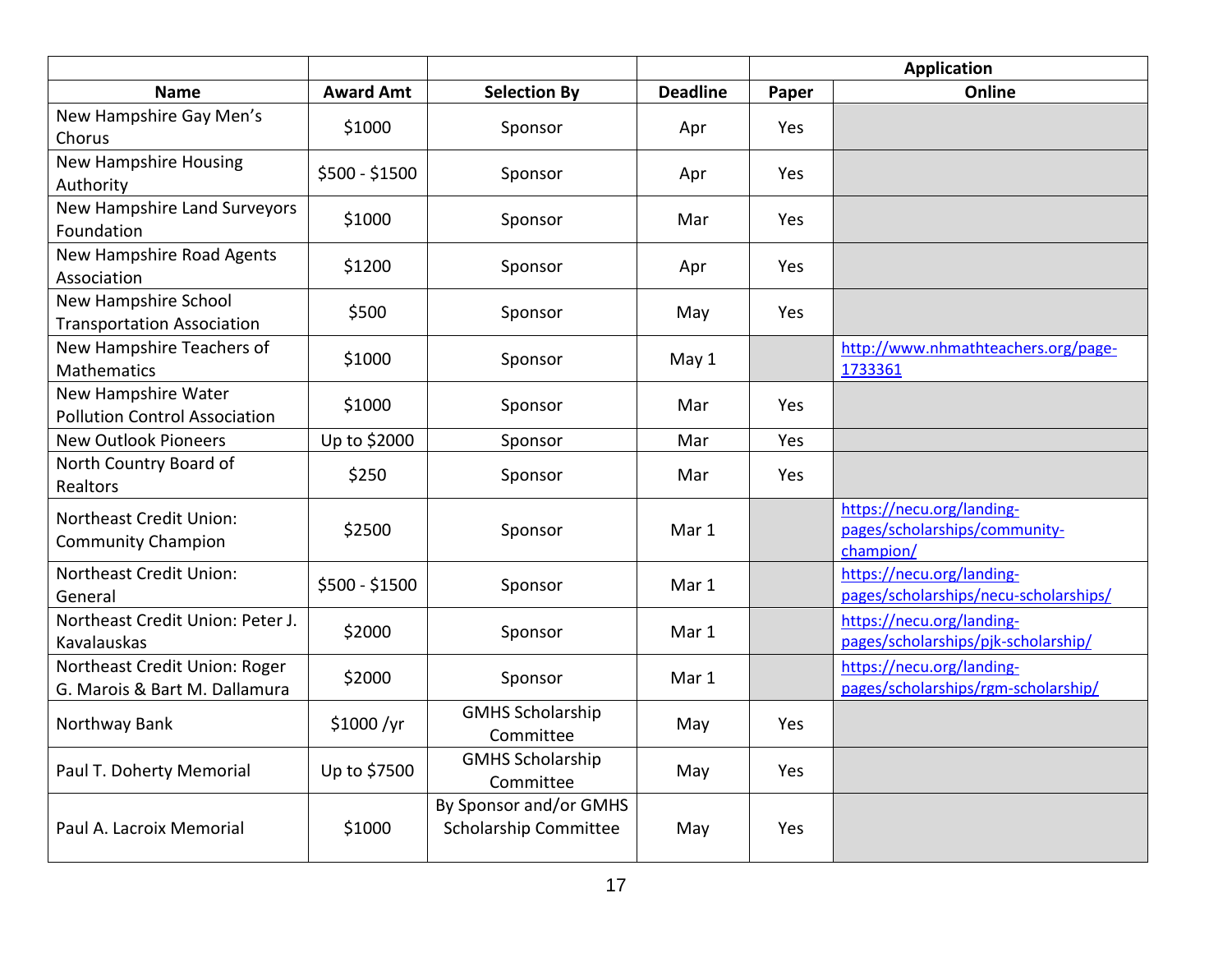| | | | | Application | |
|---|---|---|---|---|---|
| **Name** | **Award Amt** | **Selection By** | **Deadline** | **Paper** | **Online** |
| New Hampshire Gay Men's Chorus | $1000 | Sponsor | Apr | Yes | |
| New Hampshire Housing Authority | $500 - $1500 | Sponsor | Apr | Yes | |
| New Hampshire Land Surveyors Foundation | $1000 | Sponsor | Mar | Yes | |
| New Hampshire Road Agents Association | $1200 | Sponsor | Apr | Yes | |
| New Hampshire School Transportation Association | $500 | Sponsor | May | Yes | |
| New Hampshire Teachers of Mathematics | $1000 | Sponsor | May 1 | | http://www.nhmathteachers.org/page-1733361 |
| New Hampshire Water Pollution Control Association | $1000 | Sponsor | Mar | Yes | |
| New Outlook Pioneers | Up to $2000 | Sponsor | Mar | Yes | |
| North Country Board of Realtors | $250 | Sponsor | Mar | Yes | |
| Northeast Credit Union: Community Champion | $2500 | Sponsor | Mar 1 | | https://necu.org/landing-pages/scholarships/community-champion/ |
| Northeast Credit Union: General | $500 - $1500 | Sponsor | Mar 1 | | https://necu.org/landing-pages/scholarships/necu-scholarships/ |
| Northeast Credit Union: Peter J. Kavalauskas | $2000 | Sponsor | Mar 1 | | https://necu.org/landing-pages/scholarships/pjk-scholarship/ |
| Northeast Credit Union: Roger G. Marois & Bart M. Dallamura | $2000 | Sponsor | Mar 1 | | https://necu.org/landing-pages/scholarships/rgm-scholarship/ |
| Northway Bank | $1000 /yr | GMHS Scholarship Committee | May | Yes | |
| Paul T. Doherty Memorial | Up to $7500 | GMHS Scholarship Committee | May | Yes | |
| Paul A. Lacroix Memorial | $1000 | By Sponsor and/or GMHS Scholarship Committee | May | Yes | |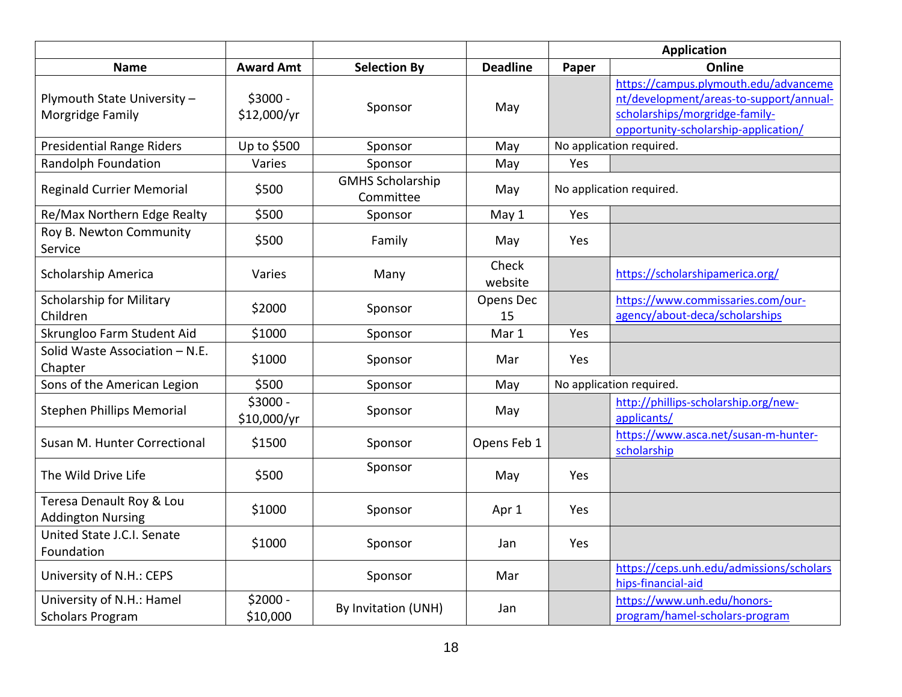| | | | | Application | |
|---|---|---|---|---|---|
| **Name** | **Award Amt** | **Selection By** | **Deadline** | **Paper** | **Online** |
| Plymouth State University – Morgridge Family | $3000 - $12,000/yr | Sponsor | May | | https://campus.plymouth.edu/advancement/development/areas-to-support/annual-scholarships/morgridge-family-opportunity-scholarship-application/ |
| Presidential Range Riders | Up to $500 | Sponsor | May | No application required. | |
| Randolph Foundation | Varies | Sponsor | May | Yes | |
| Reginald Currier Memorial | $500 | GMHS Scholarship Committee | May | No application required. | |
| Re/Max Northern Edge Realty | $500 | Sponsor | May 1 | Yes | |
| Roy B. Newton Community Service | $500 | Family | May | Yes | |
| Scholarship America | Varies | Many | Check website | | https://scholarshipamerica.org/ |
| Scholarship for Military Children | $2000 | Sponsor | Opens Dec 15 | | https://www.commissaries.com/our-agency/about-deca/scholarships |
| Skrungloo Farm Student Aid | $1000 | Sponsor | Mar 1 | Yes | |
| Solid Waste Association – N.E. Chapter | $1000 | Sponsor | Mar | Yes | |
| Sons of the American Legion | $500 | Sponsor | May | No application required. | |
| Stephen Phillips Memorial | $3000 - $10,000/yr | Sponsor | May | | http://phillips-scholarship.org/new-applicants/ |
| Susan M. Hunter Correctional | $1500 | Sponsor | Opens Feb 1 | | https://www.asca.net/susan-m-hunter-scholarship |
| The Wild Drive Life | $500 | Sponsor | May | Yes | |
| Teresa Denault Roy & Lou Addington Nursing | $1000 | Sponsor | Apr 1 | Yes | |
| United State J.C.I. Senate Foundation | $1000 | Sponsor | Jan | Yes | |
| University of N.H.: CEPS | | Sponsor | Mar | | https://ceps.unh.edu/admissions/scholarships-financial-aid |
| University of N.H.: Hamel Scholars Program | $2000 - $10,000 | By Invitation (UNH) | Jan | | https://www.unh.edu/honors-program/hamel-scholars-program |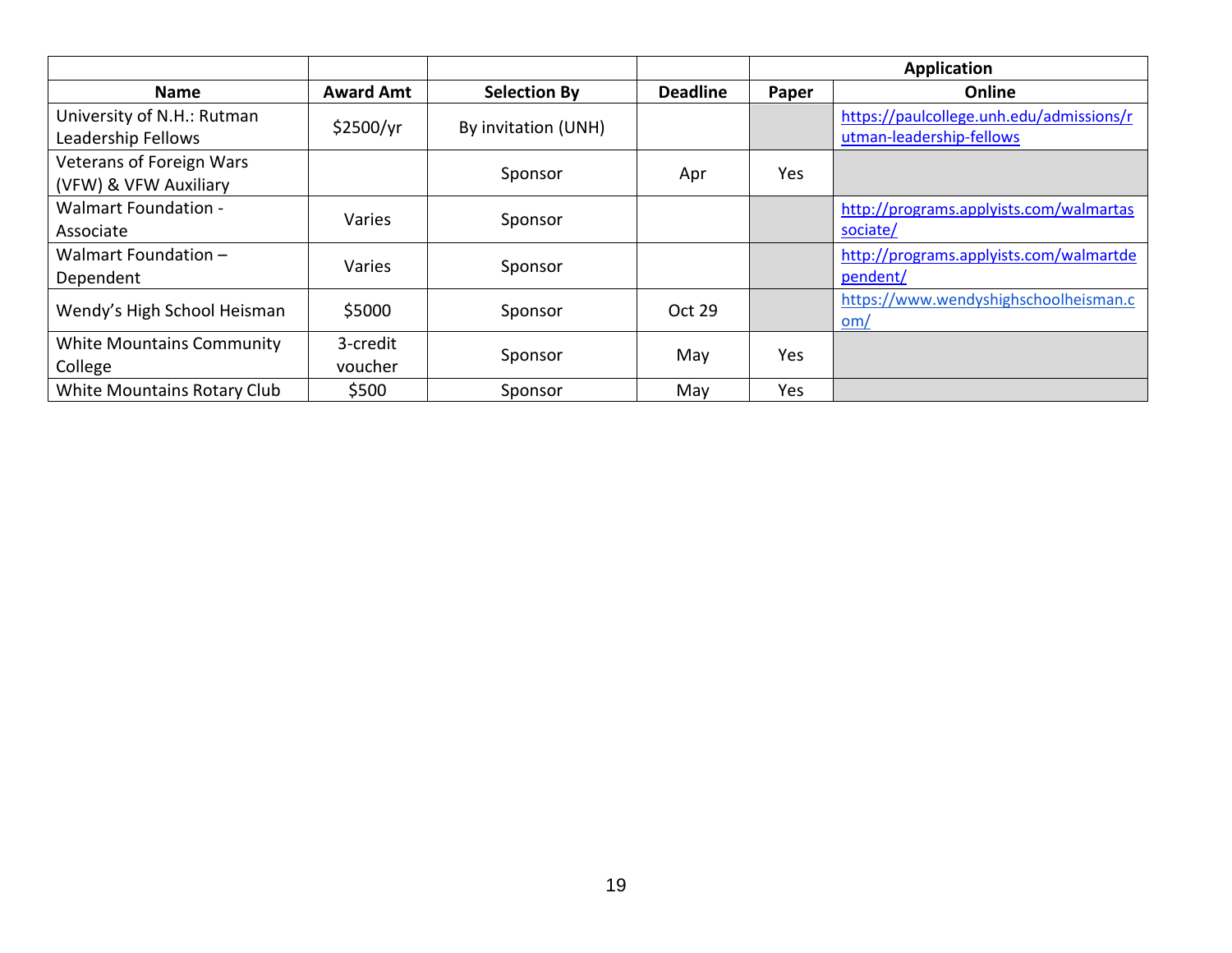| | | | | Application | |
|---|---|---|---|---|---|
| **Name** | **Award Amt** | **Selection By** | **Deadline** | **Paper** | **Online** |
| University of N.H.: Rutman Leadership Fellows | $2500/yr | By invitation (UNH) | | | https://paulcollege.unh.edu/admissions/rutman-leadership-fellows |
| Veterans of Foreign Wars (VFW) & VFW Auxiliary | | Sponsor | Apr | Yes | |
| Walmart Foundation - Associate | Varies | Sponsor | | | http://programs.applyists.com/walmartassociate/ |
| Walmart Foundation – Dependent | Varies | Sponsor | | | http://programs.applyists.com/walmartdependent/ |
| Wendy's High School Heisman | $5000 | Sponsor | Oct 29 | | https://www.wendyshighschoolheisman.com/ |
| White Mountains Community College | 3-credit voucher | Sponsor | May | Yes | |
| White Mountains Rotary Club | $500 | Sponsor | May | Yes | |